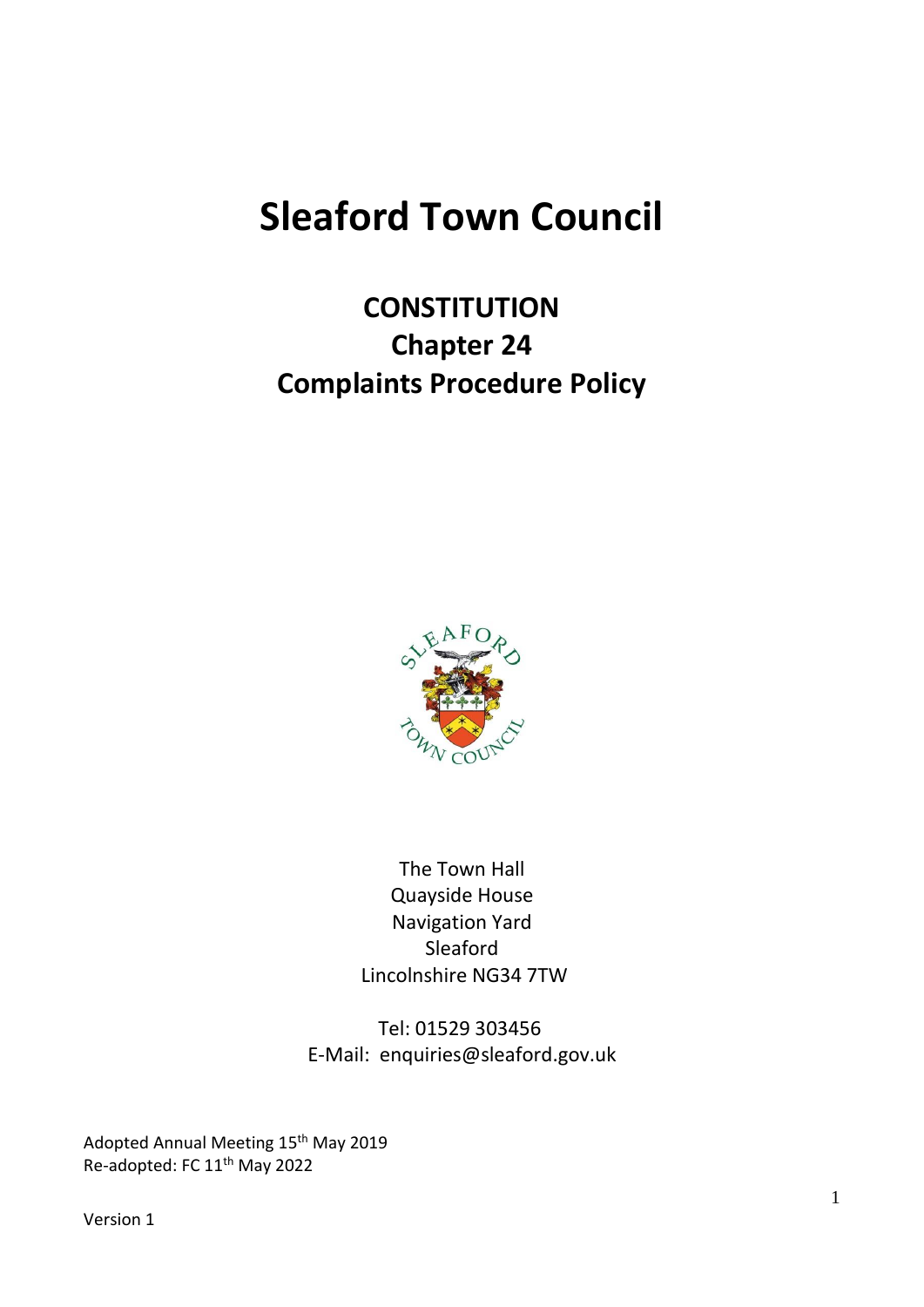# Sleaford Town Council

## CONSTITUTION
## Chapter 24
## Complaints Procedure Policy

The Town Hall
Quayside House
Navigation Yard
Sleaford
Lincolnshire NG34 7TW

Tel: 01529 303456
E-Mail: enquiries@sleaford.gov.uk

Adopted Annual Meeting 15th May 2019
Re-adopted: FC 11th May 2022

Version 1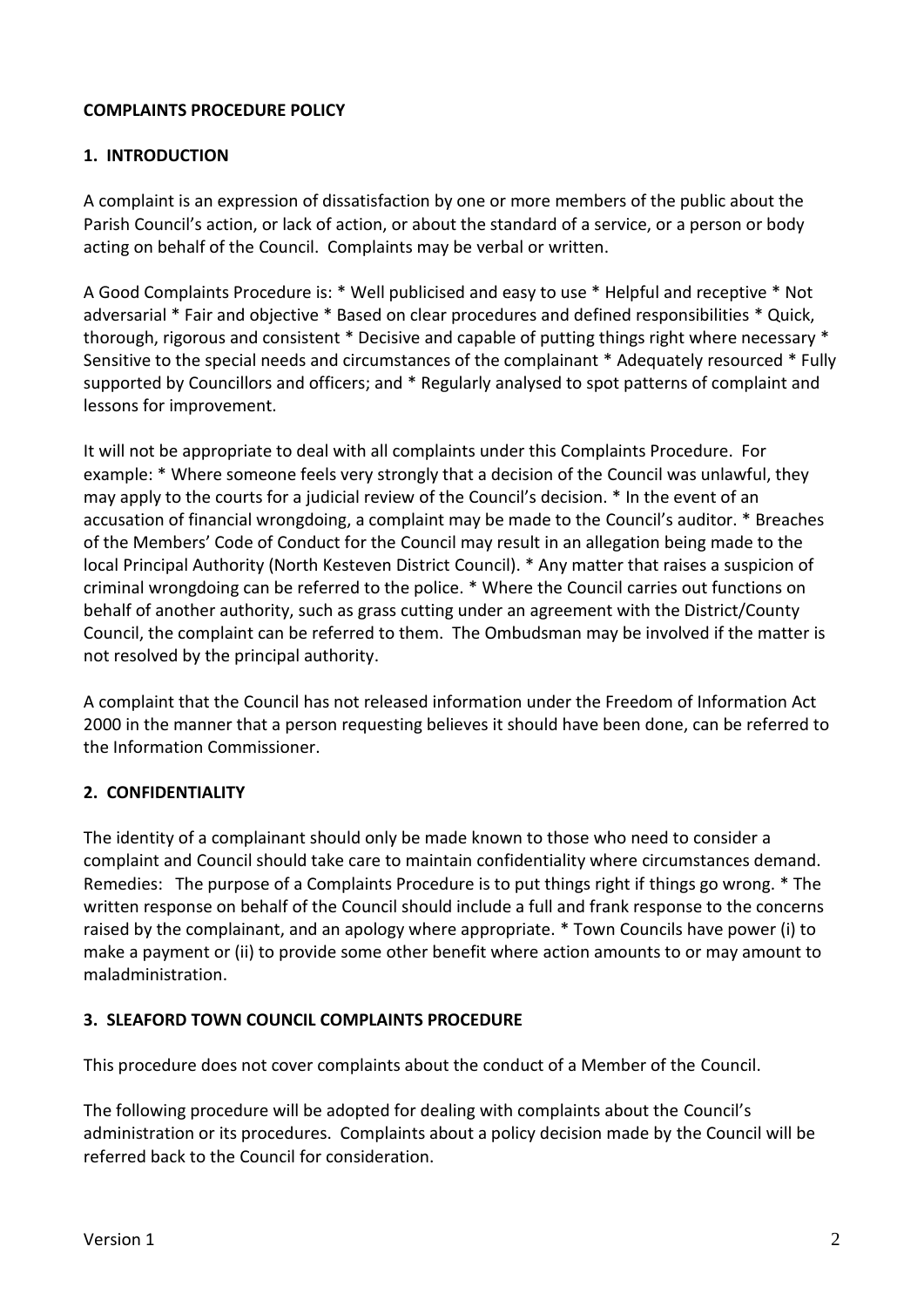**COMPLAINTS PROCEDURE POLICY**

## 1. INTRODUCTION

A complaint is an expression of dissatisfaction by one or more members of the public about the Parish Council's action, or lack of action, or about the standard of a service, or a person or body acting on behalf of the Council. Complaints may be verbal or written.

A Good Complaints Procedure is: * Well publicised and easy to use * Helpful and receptive * Not adversarial * Fair and objective * Based on clear procedures and defined responsibilities * Quick, thorough, rigorous and consistent * Decisive and capable of putting things right where necessary * Sensitive to the special needs and circumstances of the complainant * Adequately resourced * Fully supported by Councillors and officers; and * Regularly analysed to spot patterns of complaint and lessons for improvement.

It will not be appropriate to deal with all complaints under this Complaints Procedure. For example: * Where someone feels very strongly that a decision of the Council was unlawful, they may apply to the courts for a judicial review of the Council's decision. * In the event of an accusation of financial wrongdoing, a complaint may be made to the Council's auditor. * Breaches of the Members' Code of Conduct for the Council may result in an allegation being made to the local Principal Authority (North Kesteven District Council). * Any matter that raises a suspicion of criminal wrongdoing can be referred to the police. * Where the Council carries out functions on behalf of another authority, such as grass cutting under an agreement with the District/County Council, the complaint can be referred to them. The Ombudsman may be involved if the matter is not resolved by the principal authority.

A complaint that the Council has not released information under the Freedom of Information Act 2000 in the manner that a person requesting believes it should have been done, can be referred to the Information Commissioner.

## 2. CONFIDENTIALITY

The identity of a complainant should only be made known to those who need to consider a complaint and Council should take care to maintain confidentiality where circumstances demand. Remedies: The purpose of a Complaints Procedure is to put things right if things go wrong. * The written response on behalf of the Council should include a full and frank response to the concerns raised by the complainant, and an apology where appropriate. * Town Councils have power (i) to make a payment or (ii) to provide some other benefit where action amounts to or may amount to maladministration.

## 3. SLEAFORD TOWN COUNCIL COMPLAINTS PROCEDURE

This procedure does not cover complaints about the conduct of a Member of the Council.

The following procedure will be adopted for dealing with complaints about the Council's administration or its procedures. Complaints about a policy decision made by the Council will be referred back to the Council for consideration.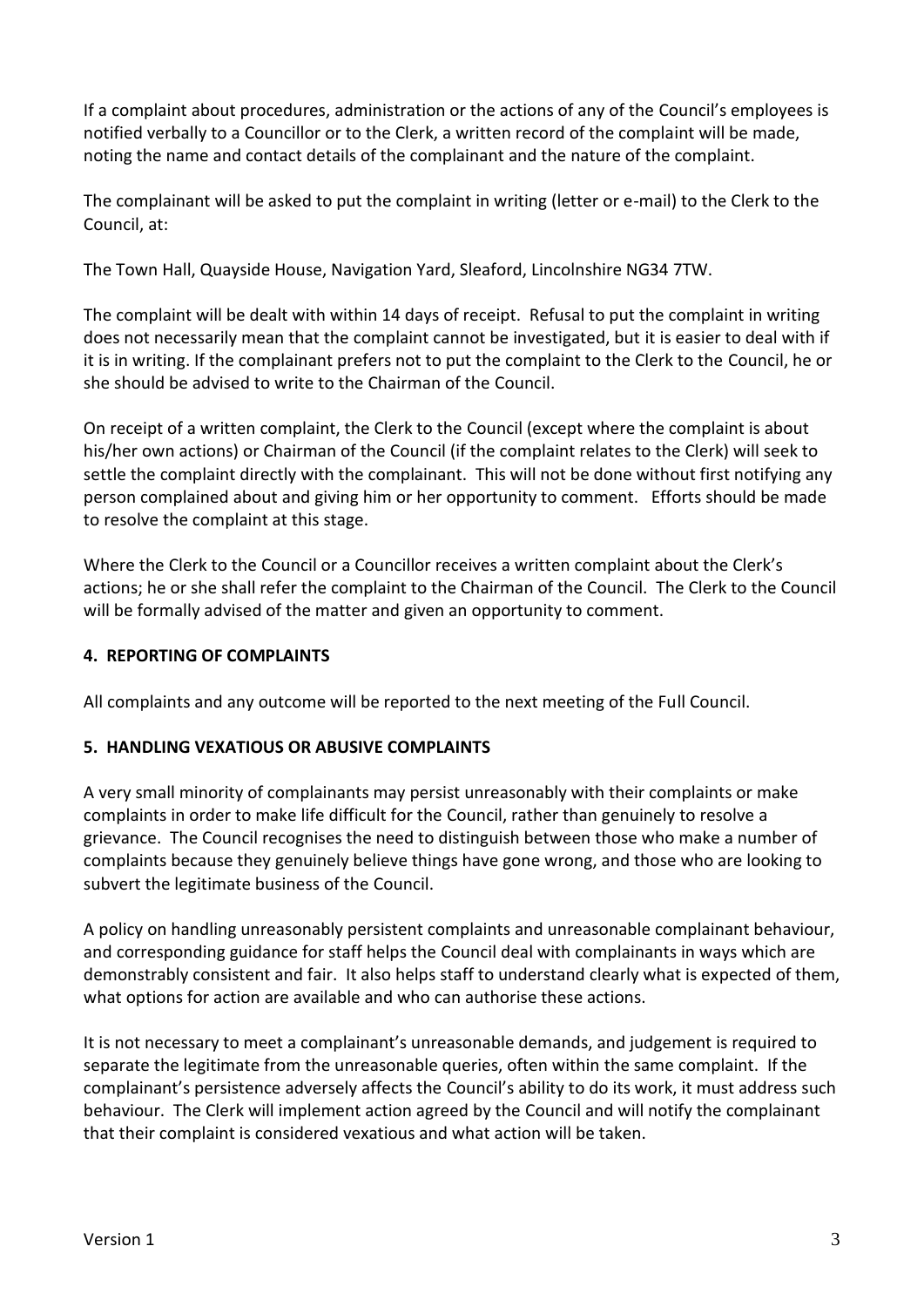If a complaint about procedures, administration or the actions of any of the Council's employees is notified verbally to a Councillor or to the Clerk, a written record of the complaint will be made, noting the name and contact details of the complainant and the nature of the complaint.

The complainant will be asked to put the complaint in writing (letter or e-mail) to the Clerk to the Council, at:

The Town Hall, Quayside House, Navigation Yard, Sleaford, Lincolnshire NG34 7TW.

The complaint will be dealt with within 14 days of receipt. Refusal to put the complaint in writing does not necessarily mean that the complaint cannot be investigated, but it is easier to deal with if it is in writing. If the complainant prefers not to put the complaint to the Clerk to the Council, he or she should be advised to write to the Chairman of the Council.

On receipt of a written complaint, the Clerk to the Council (except where the complaint is about his/her own actions) or Chairman of the Council (if the complaint relates to the Clerk) will seek to settle the complaint directly with the complainant. This will not be done without first notifying any person complained about and giving him or her opportunity to comment. Efforts should be made to resolve the complaint at this stage.

Where the Clerk to the Council or a Councillor receives a written complaint about the Clerk's actions; he or she shall refer the complaint to the Chairman of the Council. The Clerk to the Council will be formally advised of the matter and given an opportunity to comment.

## 4. REPORTING OF COMPLAINTS

All complaints and any outcome will be reported to the next meeting of the Full Council.

## 5. HANDLING VEXATIOUS OR ABUSIVE COMPLAINTS

A very small minority of complainants may persist unreasonably with their complaints or make complaints in order to make life difficult for the Council, rather than genuinely to resolve a grievance. The Council recognises the need to distinguish between those who make a number of complaints because they genuinely believe things have gone wrong, and those who are looking to subvert the legitimate business of the Council.

A policy on handling unreasonably persistent complaints and unreasonable complainant behaviour, and corresponding guidance for staff helps the Council deal with complainants in ways which are demonstrably consistent and fair. It also helps staff to understand clearly what is expected of them, what options for action are available and who can authorise these actions.

It is not necessary to meet a complainant's unreasonable demands, and judgement is required to separate the legitimate from the unreasonable queries, often within the same complaint. If the complainant's persistence adversely affects the Council's ability to do its work, it must address such behaviour. The Clerk will implement action agreed by the Council and will notify the complainant that their complaint is considered vexatious and what action will be taken.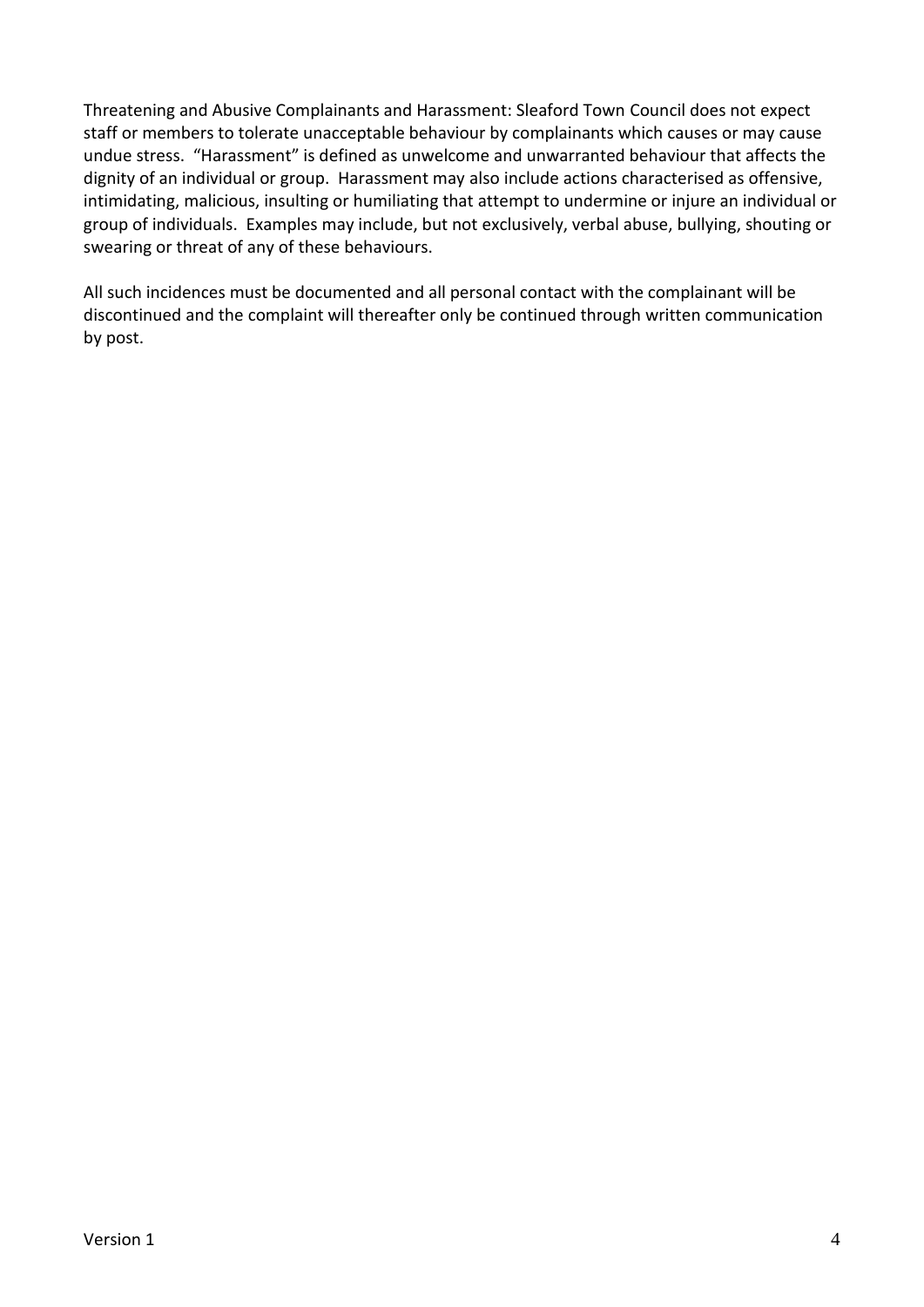Threatening and Abusive Complainants and Harassment: Sleaford Town Council does not expect staff or members to tolerate unacceptable behaviour by complainants which causes or may cause undue stress. "Harassment" is defined as unwelcome and unwarranted behaviour that affects the dignity of an individual or group. Harassment may also include actions characterised as offensive, intimidating, malicious, insulting or humiliating that attempt to undermine or injure an individual or group of individuals. Examples may include, but not exclusively, verbal abuse, bullying, shouting or swearing or threat of any of these behaviours.

All such incidences must be documented and all personal contact with the complainant will be discontinued and the complaint will thereafter only be continued through written communication by post.